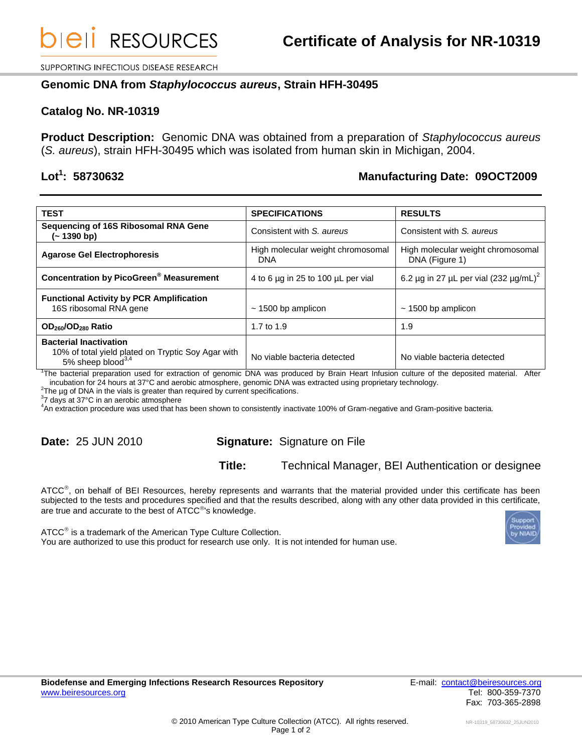# Certificate of Analysis for NR-10319

SUPPORTING INFECTIOUS DISEASE RESEARCH

## Genomic DNA from *Staphylococcus aureus*, Strain HFH-30495

### Catalog No. NR-10319

**Product Description:** Genomic DNA was obtained from a preparation of *Staphylococcus aureus* (*S. aureus*), strain HFH-30495 which was isolated from human skin in Michigan, 2004.

**Lot[1]: 58730632** **Manufacturing Date: 09OCT2009**

| TEST | SPECIFICATIONS | RESULTS |
|---|---|---|
| **Sequencing of 16S Ribosomal RNA Gene (~ 1390 bp)** | Consistent with *S. aureus* | Consistent with *S. aureus* |
| **Agarose Gel Electrophoresis** | High molecular weight chromosomal DNA | High molecular weight chromosomal DNA (Figure 1) |
| **Concentration by PicoGreen® Measurement** | 4 to 6 µg in 25 to 100 µL per vial | 6.2 µg in 27 µL per vial (232 µg/mL)[2] |
| **Functional Activity by PCR Amplification** 16S ribosomal RNA gene | ~ 1500 bp amplicon | ~ 1500 bp amplicon |
| **$OD_{260}/OD_{280}$ Ratio** | 1.7 to 1.9 | 1.9 |
| **Bacterial Inactivation** 10% of total yield plated on Tryptic Soy Agar with 5% sheep blood[3,4] | No viable bacteria detected | No viable bacteria detected |

[1]The bacterial preparation used for extraction of genomic DNA was produced by Brain Heart Infusion culture of the deposited material. After incubation for 24 hours at 37°C and aerobic atmosphere, genomic DNA was extracted using proprietary technology.
[2]The µg of DNA in the vials is greater than required by current specifications.
[3]7 days at 37°C in an aerobic atmosphere
[4]An extraction procedure was used that has been shown to consistently inactivate 100% of Gram-negative and Gram-positive bacteria.

**Date:** 25 JUN 2010 **Signature:** Signature on File

**Title:** Technical Manager, BEI Authentication or designee

ATCC®, on behalf of BEI Resources, hereby represents and warrants that the material provided under this certificate has been subjected to the tests and procedures specified and that the results described, along with any other data provided in this certificate, are true and accurate to the best of ATCC®'s knowledge.

ATCC® is a trademark of the American Type Culture Collection.
You are authorized to use this product for research use only. It is not intended for human use.

**Biodefense and Emerging Infections Research Resources Repository**
www.beiresources.org

E-mail: contact@beiresources.org
Tel: 800-359-7370
Fax: 703-365-2898

© 2010 American Type Culture Collection (ATCC). All rights reserved.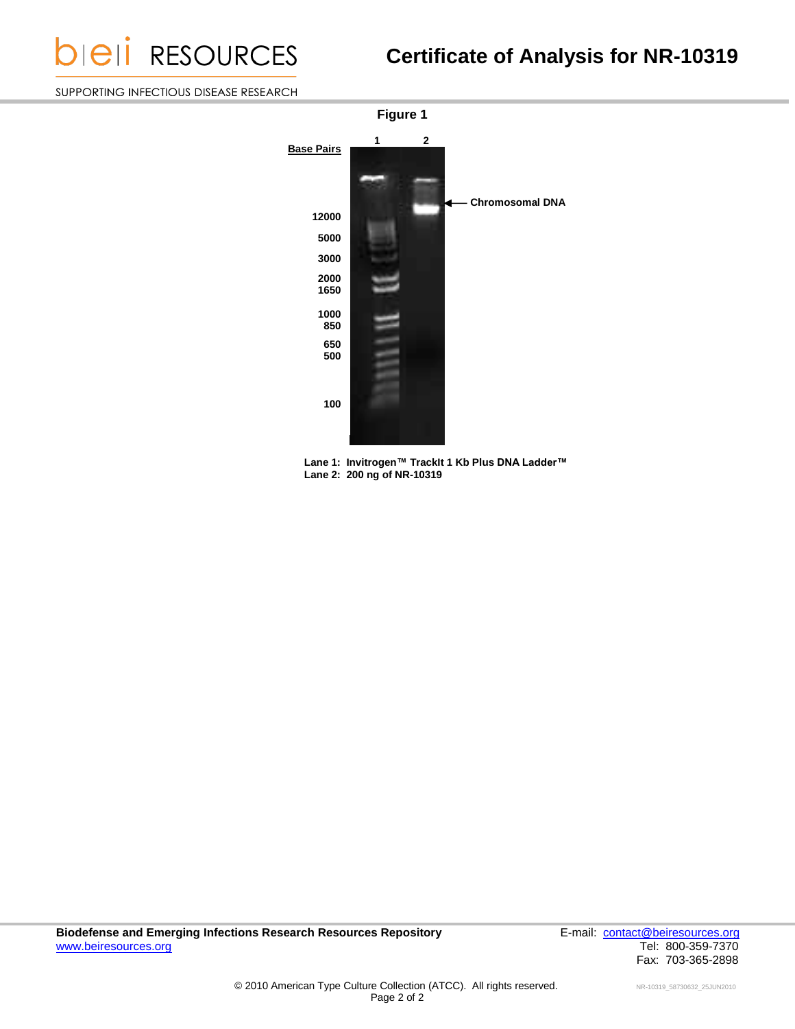**Figure 1**

Base Pairs

1 2

12000
5000
3000
2000
1650
1000
850
650
500
100

Chromosomal DNA

Lane 1: Invitrogen™ TrackIt 1 Kb Plus DNA Ladder™
Lane 2: 200 ng of NR-10319

**Biodefense and Emerging Infections Research Resources Repository**
www.beiresources.org

E-mail: contact@beiresources.org
Tel: 800-359-7370
Fax: 703-365-2898

© 2010 American Type Culture Collection (ATCC). All rights reserved.

NR-10319_58730632_25JUN2010